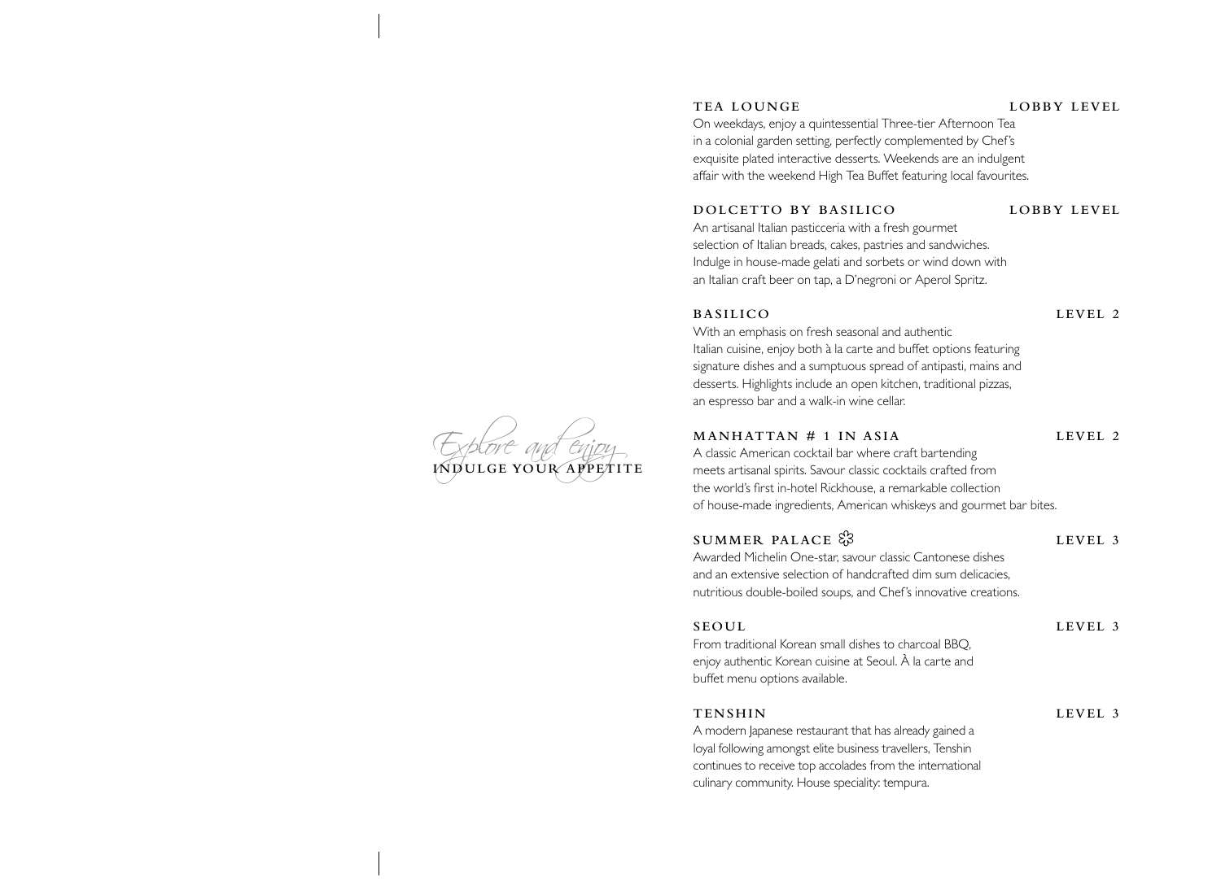*Explore and enjoy*

# INDULGE YOUR APPETITE

## TEA LOUNGE — LOBBY LEVEL

On weekdays, enjoy a quintessential Three-tier Afternoon Tea in a colonial garden setting, perfectly complemented by Chef's exquisite plated interactive desserts. Weekends are an indulgent affair with the weekend High Tea Buffet featuring local favourites.

## DOLCETTO BY BASILICO — LOBBY LEVEL

An artisanal Italian pasticceria with a fresh gourmet selection of Italian breads, cakes, pastries and sandwiches. Indulge in house-made gelati and sorbets or wind down with an Italian craft beer on tap, a D'negroni or Aperol Spritz.

## BASILICO — LEVEL 2

With an emphasis on fresh seasonal and authentic Italian cuisine, enjoy both à la carte and buffet options featuring signature dishes and a sumptuous spread of antipasti, mains and desserts. Highlights include an open kitchen, traditional pizzas, an espresso bar and a walk-in wine cellar.

## MANHATTAN # 1 IN ASIA — LEVEL 2

A classic American cocktail bar where craft bartending meets artisanal spirits. Savour classic cocktails crafted from the world's first in-hotel Rickhouse, a remarkable collection of house-made ingredients, American whiskeys and gourmet bar bites.

## SUMMER PALACE ✿ — LEVEL 3

Awarded Michelin One-star, savour classic Cantonese dishes and an extensive selection of handcrafted dim sum delicacies, nutritious double-boiled soups, and Chef's innovative creations.

## SEOUL — LEVEL 3

From traditional Korean small dishes to charcoal BBQ, enjoy authentic Korean cuisine at Seoul. À la carte and buffet menu options available.

## TENSHIN — LEVEL 3

A modern Japanese restaurant that has already gained a loyal following amongst elite business travellers, Tenshin continues to receive top accolades from the international culinary community. House speciality: tempura.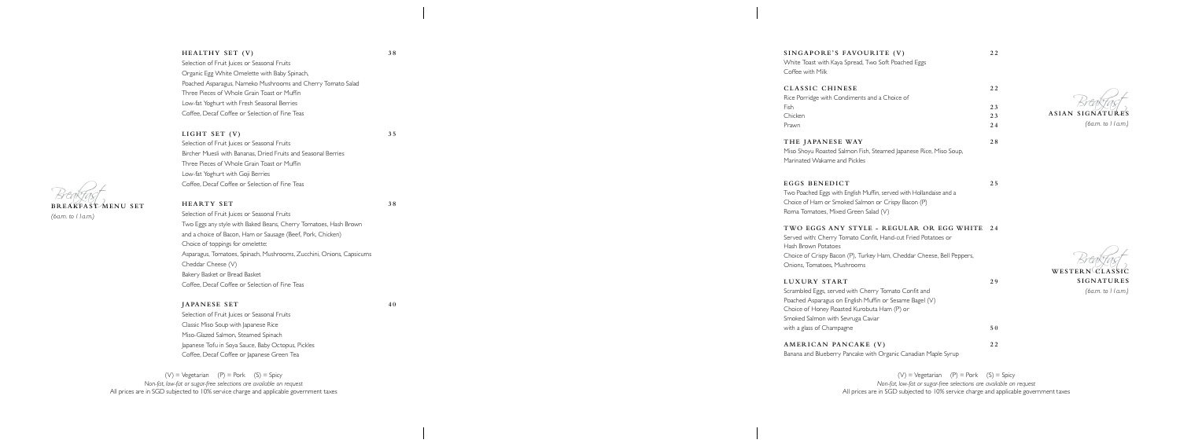## *Breakfast* BREAKFAST MENU SET

*(6a.m. to 11a.m.)*

### HEALTHY SET (V) — 38

Selection of Fruit Juices or Seasonal Fruits
Organic Egg White Omelette with Baby Spinach,
Poached Asparagus, Nameko Mushrooms and Cherry Tomato Salad
Three Pieces of Whole Grain Toast or Muffin
Low-fat Yoghurt with Fresh Seasonal Berries
Coffee, Decaf Coffee or Selection of Fine Teas

### LIGHT SET (V) — 35

Selection of Fruit Juices or Seasonal Fruits
Bircher Muesli with Bananas, Dried Fruits and Seasonal Berries
Three Pieces of Whole Grain Toast or Muffin
Low-fat Yoghurt with Goji Berries
Coffee, Decaf Coffee or Selection of Fine Teas

### HEARTY SET — 38

Selection of Fruit Juices or Seasonal Fruits
Two Eggs any style with Baked Beans, Cherry Tomatoes, Hash Brown
and a choice of Bacon, Ham or Sausage (Beef, Pork, Chicken)
Choice of toppings for omelette:
Asparagus, Tomatoes, Spinach, Mushrooms, Zucchini, Onions, Capsicums
Cheddar Cheese (V)
Bakery Basket or Bread Basket
Coffee, Decaf Coffee or Selection of Fine Teas

### JAPANESE SET — 40

Selection of Fruit Juices or Seasonal Fruits
Classic Miso Soup with Japanese Rice
Miso-Glazed Salmon, Steamed Spinach
Japanese Tofu in Soya Sauce, Baby Octopus, Pickles
Coffee, Decaf Coffee or Japanese Green Tea

(V) = Vegetarian (P) = Pork (S) = Spicy
*Non-fat, low-fat or sugar-free selections are available on request*
All prices are in SGD subjected to 10% service charge and applicable government taxes

## *Breakfast* ASIAN SIGNATURES

*(6a.m. to 11a.m.)*

### SINGAPORE'S FAVOURITE (V) — 22

White Toast with Kaya Spread, Two Soft Poached Eggs
Coffee with Milk

### CLASSIC CHINESE — 22

Rice Porridge with Condiments and a Choice of

| | |
|---|---|
| Fish | 23 |
| Chicken | 23 |
| Prawn | 24 |

### THE JAPANESE WAY — 28

Miso Shoyu Roasted Salmon Fish, Steamed Japanese Rice, Miso Soup,
Marinated Wakame and Pickles

## *Breakfast* WESTERN CLASSIC SIGNATURES

*(6a.m. to 11a.m.)*

### EGGS BENEDICT — 25

Two Poached Eggs with English Muffin, served with Hollandaise and a
Choice of Ham or Smoked Salmon or Crispy Bacon (P)
Roma Tomatoes, Mixed Green Salad (V)

### TWO EGGS ANY STYLE - REGULAR OR EGG WHITE — 24

Served with: Cherry Tomato Confit, Hand-cut Fried Potatoes or
Hash Brown Potatoes
Choice of Crispy Bacon (P), Turkey Ham, Cheddar Cheese, Bell Peppers,
Onions, Tomatoes, Mushrooms

### LUXURY START — 29

Scrambled Eggs, served with Cherry Tomato Confit and
Poached Asparagus on English Muffin or Sesame Bagel (V)
Choice of Honey Roasted Kurobuta Ham (P) or
Smoked Salmon with Sevruga Caviar
with a glass of Champagne — 50

### AMERICAN PANCAKE (V) — 22

Banana and Blueberry Pancake with Organic Canadian Maple Syrup

(V) = Vegetarian (P) = Pork (S) = Spicy
*Non-fat, low-fat or sugar-free selections are available on request*
All prices are in SGD subjected to 10% service charge and applicable government taxes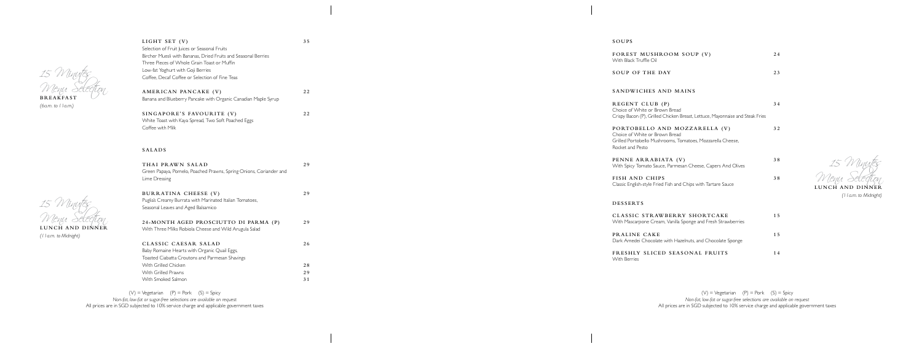## 15 Minutes Menu Selection

### BREAKFAST

*(6a.m. to 11a.m.)*

**LIGHT SET (V)** — 35

Selection of Fruit Juices or Seasonal Fruits
Bircher Muesli with Bananas, Dried Fruits and Seasonal Berries
Three Pieces of Whole Grain Toast or Muffin
Low-fat Yoghurt with Goji Berries
Coffee, Decaf Coffee or Selection of Fine Teas

**AMERICAN PANCAKE (V)** — 22

Banana and Blueberry Pancake with Organic Canadian Maple Syrup

**SINGAPORE'S FAVOURITE (V)** — 22

White Toast with Kaya Spread, Two Soft Poached Eggs
Coffee with Milk

## 15 Minutes Menu Selection

### LUNCH AND DINNER

*(11a.m. to Midnight)*

### SALADS

**THAI PRAWN SALAD** — 29

Green Papaya, Pomelo, Poached Prawns, Spring Onions, Coriander and Lime Dressing

**BURRATINA CHEESE (V)** — 29

Puglia's Creamy Burrata with Marinated Italian Tomatoes, Seasonal Leaves and Aged Balsamico

**24-MONTH AGED PROSCIUTTO DI PARMA (P)** — 29

With Three Milks Robiola Cheese and Wild Arugula Salad

**CLASSIC CAESAR SALAD** — 26

Baby Romaine Hearts with Organic Quail Eggs, Toasted Ciabatta Croutons and Parmesan Shavings

With Grilled Chicken — 28
With Grilled Prawns — 29
With Smoked Salmon — 31

(V) = Vegetarian (P) = Pork (S) = Spicy
*Non-fat, low-fat or sugar-free selections are available on request*
All prices are in SGD subjected to 10% service charge and applicable government taxes

## 15 Minutes Menu Selection

### LUNCH AND DINNER

*(11a.m. to Midnight)*

### SOUPS

**FOREST MUSHROOM SOUP (V)** — 24

With Black Truffle Oil

**SOUP OF THE DAY** — 23

### SANDWICHES AND MAINS

**REGENT CLUB (P)** — 34

Choice of White or Brown Bread
Crispy Bacon (P), Grilled Chicken Breast, Lettuce, Mayonnaise and Steak Fries

**PORTOBELLO AND MOZZARELLA (V)** — 32

Choice of White or Brown Bread
Grilled Portobello Mushrooms, Tomatoes, Mozzarella Cheese, Rocket and Pesto

**PENNE ARRABIATA (V)** — 38

With Spicy Tomato Sauce, Parmesan Cheese, Capers And Olives

**FISH AND CHIPS** — 38

Classic English-style Fried Fish and Chips with Tartare Sauce

### DESSERTS

**CLASSIC STRAWBERRY SHORTCAKE** — 15

With Mascarpone Cream, Vanilla Sponge and Fresh Strawberries

**PRALINE CAKE** — 15

Dark Amedei Chocolate with Hazelnuts, and Chocolate Sponge

**FRESHLY SLICED SEASONAL FRUITS** — 14

With Berries

(V) = Vegetarian (P) = Pork (S) = Spicy
*Non-fat, low-fat or sugar-free selections are available on request*
All prices are in SGD subjected to 10% service charge and applicable government taxes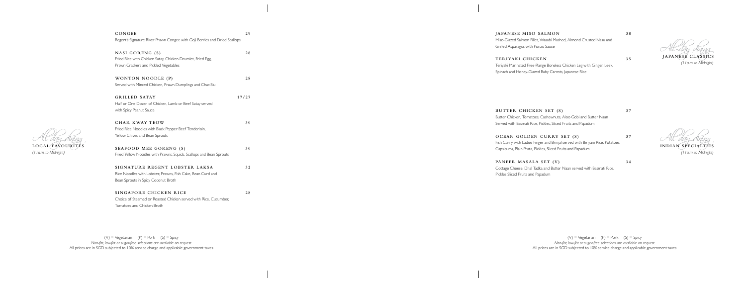## All-day dining

## LOCAL FAVOURITES

*(11a.m. to Midnight)*

**CONGEE** 29
Regent's Signature River Prawn Congee with Goji Berries and Dried Scallops

**NASI GORENG (S)** 28
Fried Rice with Chicken Satay, Chicken Drumlet, Fried Egg, Prawn Crackers and Pickled Vegetables

**WONTON NOODLE (P)** 28
Served with Minced Chicken, Prawn Dumplings and Char-Siu

**GRILLED SATAY** 17/27
Half or One Dozen of Chicken, Lamb or Beef Satay served with Spicy Peanut Sauce

**CHAR KWAY TEOW** 30
Fried Rice Noodles with Black Pepper Beef Tenderloin, Yellow Chives and Bean Sprouts

**SEAFOOD MEE GORENG (S)** 30
Fried Yellow Noodles with Prawns, Squids, Scallops and Bean Sprouts

**SIGNATURE REGENT LOBSTER LAKSA** 32
Rice Noodles with Lobster, Prawns, Fish Cake, Bean Curd and Bean Sprouts in Spicy Coconut Broth

**SINGAPORE CHICKEN RICE** 28
Choice of Steamed or Roasted Chicken served with Rice, Cucumber, Tomatoes and Chicken Broth

(V) = Vegetarian (P) = Pork (S) = Spicy
*Non-fat, low-fat or sugar-free selections are available on request*
All prices are in SGD subjected to 10% service charge and applicable government taxes

## All-day dining

## JAPANESE CLASSICS

*(11a.m. to Midnight)*

**JAPANESE MISO SALMON** 38
Miso-Glazed Salmon Fillet, Wasabi Mashed, Almond Crusted Nasu and Grilled Asparagus with Ponzu Sauce

**TERIYAKI CHICKEN** 35
Teriyaki Marinated Free-Range Boneless Chicken Leg with Ginger, Leek, Spinach and Honey-Glazed Baby Carrots, Japanese Rice

## All-day dining

## INDIAN SPECIALTIES

*(11a.m. to Midnight)*

**BUTTER CHICKEN SET (S)** 37
Butter Chicken, Tomatoes, Cashewnuts, Aloo Gobi and Butter Naan Served with Basmati Rice, Pickles, Sliced Fruits and Papadum

**OCEAN GOLDEN CURRY SET (S)** 37
Fish Curry with Ladies Finger and Brinjal served with Biriyani Rice, Potatoes, Capsicums, Plain Prata, Pickles, Sliced Fruits and Papadum

**PANEER MASALA SET (V)** 34
Cottage Cheese, Dhal Tadka and Butter Naan served with Basmati Rice, Pickles Sliced Fruits and Papadum

(V) = Vegetarian (P) = Pork (S) = Spicy
*Non-fat, low-fat or sugar-free selections are available on request*
All prices are in SGD subjected to 10% service charge and applicable government taxes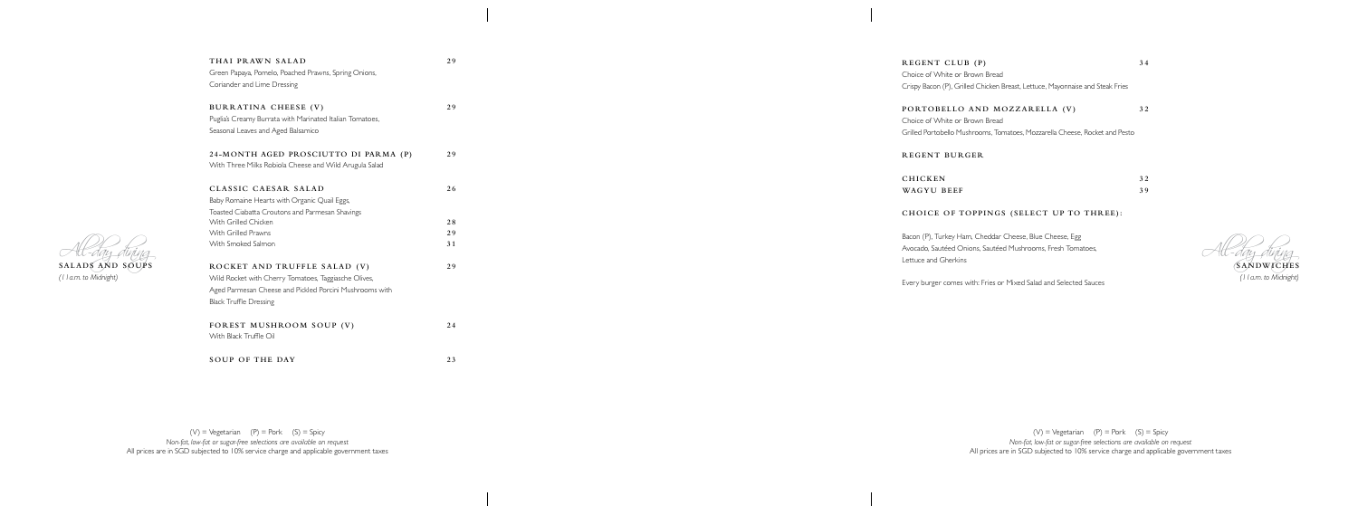## All-day dining

## SALADS AND SOUPS

*(11a.m. to Midnight)*

**THAI PRAWN SALAD** 29

Green Papaya, Pomelo, Poached Prawns, Spring Onions, Coriander and Lime Dressing

**BURRATINA CHEESE (V)** 29

Puglia's Creamy Burrata with Marinated Italian Tomatoes, Seasonal Leaves and Aged Balsamico

**24-MONTH AGED PROSCIUTTO DI PARMA (P)** 29

With Three Milks Robiola Cheese and Wild Arugula Salad

**CLASSIC CAESAR SALAD** 26

Baby Romaine Hearts with Organic Quail Eggs, Toasted Ciabatta Croutons and Parmesan Shavings

With Grilled Chicken 28
With Grilled Prawns 29
With Smoked Salmon 31

**ROCKET AND TRUFFLE SALAD (V)** 29

Wild Rocket with Cherry Tomatoes, Taggiasche Olives, Aged Parmesan Cheese and Pickled Porcini Mushrooms with Black Truffle Dressing

**FOREST MUSHROOM SOUP (V)** 24

With Black Truffle Oil

**SOUP OF THE DAY** 23

(V) = Vegetarian (P) = Pork (S) = Spicy
*Non-fat, low-fat or sugar-free selections are available on request*
All prices are in SGD subjected to 10% service charge and applicable government taxes

## All-day dining

## SANDWICHES

*(11a.m. to Midnight)*

**REGENT CLUB (P)** 34

Choice of White or Brown Bread
Crispy Bacon (P), Grilled Chicken Breast, Lettuce, Mayonnaise and Steak Fries

**PORTOBELLO AND MOZZARELLA (V)** 32

Choice of White or Brown Bread
Grilled Portobello Mushrooms, Tomatoes, Mozzarella Cheese, Rocket and Pesto

**REGENT BURGER**

**CHICKEN** 32
**WAGYU BEEF** 39

**CHOICE OF TOPPINGS (SELECT UP TO THREE):**

Bacon (P), Turkey Ham, Cheddar Cheese, Blue Cheese, Egg
Avocado, Sautéed Onions, Sautéed Mushrooms, Fresh Tomatoes, Lettuce and Gherkins

Every burger comes with: Fries or Mixed Salad and Selected Sauces

(V) = Vegetarian (P) = Pork (S) = Spicy
*Non-fat, low-fat or sugar-free selections are available on request*
All prices are in SGD subjected to 10% service charge and applicable government taxes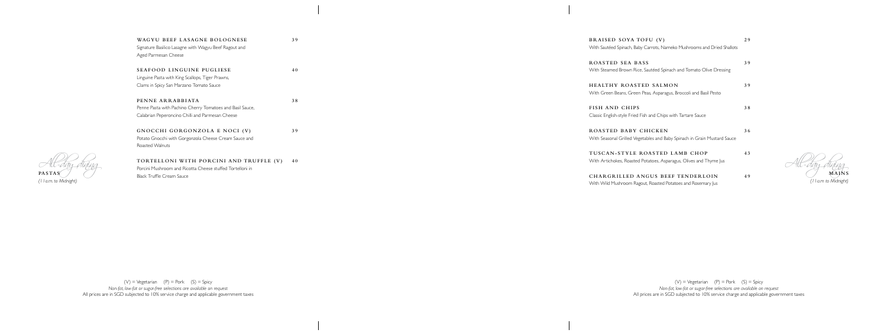## All-day dining

### PASTAS

*(11a.m. to Midnight)*

**WAGYU BEEF LASAGNE BOLOGNESE** 39
Signature Basilico Lasagne with Wagyu Beef Ragout and Aged Parmesan Cheese

**SEAFOOD LINGUINE PUGLIESE** 40
Linguine Pasta with King Scallops, Tiger Prawns, Clams in Spicy San Marzano Tomato Sauce

**PENNE ARRABBIATA** 38
Penne Pasta with Pachino Cherry Tomatoes and Basil Sauce, Calabrian Peperoncino Chilli and Parmesan Cheese

**GNOCCHI GORGONZOLA E NOCI (V)** 39
Potato Gnocchi with Gorgonzola Cheese Cream Sauce and Roasted Walnuts

**TORTELLONI WITH PORCINI AND TRUFFLE (V)** 40
Porcini Mushroom and Ricotta Cheese stuffed Tortelloni in Black Truffle Cream Sauce

(V) = Vegetarian (P) = Pork (S) = Spicy
*Non-fat, low-fat or sugar-free selections are available on request*
All prices are in SGD subjected to 10% service charge and applicable government taxes

## All-day dining

### MAINS

*(11a.m to Midnight)*

**BRAISED SOYA TOFU (V)** 29
With Sautéed Spinach, Baby Carrots, Nameko Mushrooms and Dried Shallots

**ROASTED SEA BASS** 39
With Steamed Brown Rice, Sautéed Spinach and Tomato Olive Dressing

**HEALTHY ROASTED SALMON** 39
With Green Beans, Green Peas, Asparagus, Broccoli and Basil Pesto

**FISH AND CHIPS** 38
Classic English-style Fried Fish and Chips with Tartare Sauce

**ROASTED BABY CHICKEN** 36
With Seasonal Grilled Vegetables and Baby Spinach in Grain Mustard Sauce

**TUSCAN-STYLE ROASTED LAMB CHOP** 43
With Artichokes, Roasted Potatoes, Asparagus, Olives and Thyme Jus

**CHARGRILLED ANGUS BEEF TENDERLOIN** 49
With Wild Mushroom Ragout, Roasted Potatoes and Rosemary Jus

(V) = Vegetarian (P) = Pork (S) = Spicy
*Non-fat, low-fat or sugar-free selections are available on request*
All prices are in SGD subjected to 10% service charge and applicable government taxes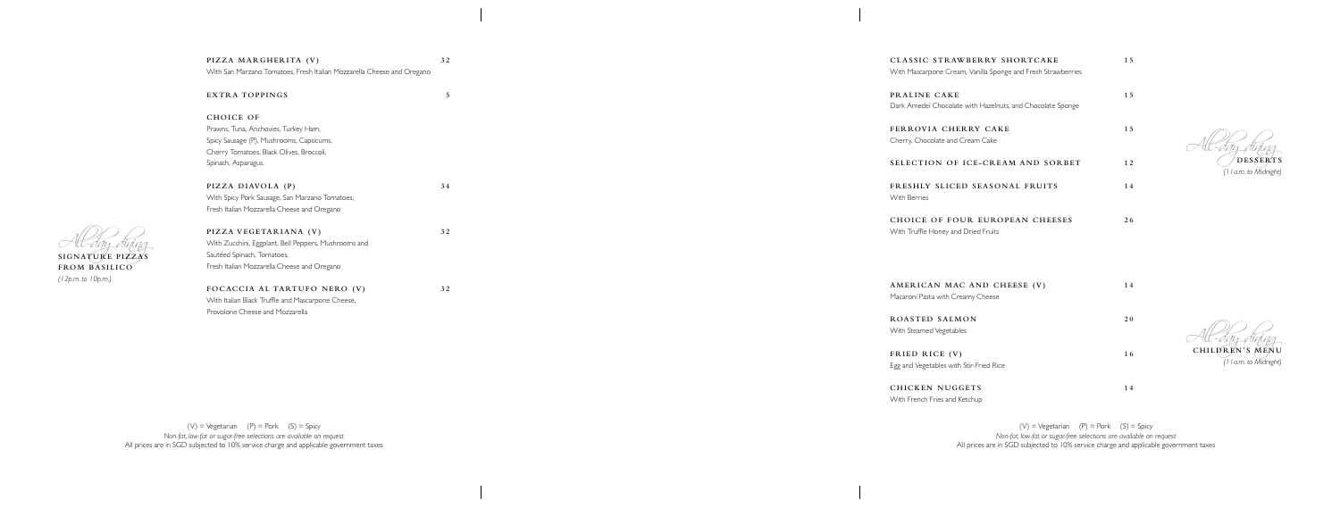## All-day dining
## SIGNATURE PIZZAS FROM BASILICO
*(12p.m. to 10p.m.)*

**PIZZA MARGHERITA (V)** 32
With San Marzano Tomatoes, Fresh Italian Mozzarella Cheese and Oregano

**EXTRA TOPPINGS** 5

**CHOICE OF**
Prawns, Tuna, Anchovies, Turkey Ham,
Spicy Sausage (P), Mushrooms, Capsicums,
Cherry Tomatoes, Black Olives, Broccoli,
Spinach, Asparagus.

**PIZZA DIAVOLA (P)** 34
With Spicy Pork Sausage, San Marzano Tomatoes,
Fresh Italian Mozzarella Cheese and Oregano

**PIZZA VEGETARIANA (V)** 32
With Zucchini, Eggplant, Bell Peppers, Mushrooms and
Sautéed Spinach, Tomatoes,
Fresh Italian Mozzarella Cheese and Oregano

**FOCACCIA AL TARTUFO NERO (V)** 32
With Italian Black Truffle and Mascarpone Cheese,
Provolone Cheese and Mozzarella

(V) = Vegetarian (P) = Pork (S) = Spicy
*Non-fat, low-fat or sugar-free selections are available on request*
All prices are in SGD subjected to 10% service charge and applicable government taxes

## All-day dining
## DESSERTS
*(11a.m. to Midnight)*

**CLASSIC STRAWBERRY SHORTCAKE** 15
With Mascarpone Cream, Vanilla Sponge and Fresh Strawberries

**PRALINE CAKE** 15
Dark Amedei Chocolate with Hazelnuts, and Chocolate Sponge

**FERROVIA CHERRY CAKE** 15
Cherry, Chocolate and Cream Cake

**SELECTION OF ICE-CREAM AND SORBET** 12

**FRESHLY SLICED SEASONAL FRUITS** 14
With Berries

**CHOICE OF FOUR EUROPEAN CHEESES** 26
With Truffle Honey and Dried Fruits

## All-day dining
## CHILDREN'S MENU
*(11a.m. to Midnight)*

**AMERICAN MAC AND CHEESE (V)** 14
Macaroni Pasta with Creamy Cheese

**ROASTED SALMON** 20
With Steamed Vegetables

**FRIED RICE (V)** 16
Egg and Vegetables with Stir-Fried Rice

**CHICKEN NUGGETS** 14
With French Fries and Ketchup

(V) = Vegetarian (P) = Pork (S) = Spicy
*Non-fat, low-fat or sugar-free selections are available on request*
All prices are in SGD subjected to 10% service charge and applicable government taxes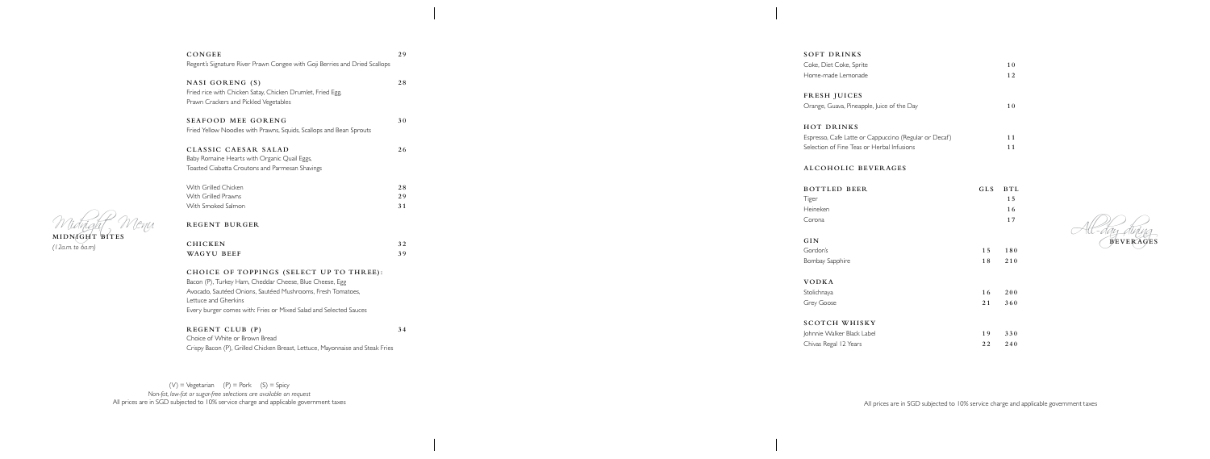*Midnight Menu*

## MIDNIGHT BITES

*(12a.m. to 6a.m)*

**CONGEE** — 29
Regent's Signature River Prawn Congee with Goji Berries and Dried Scallops

**NASI GORENG (S)** — 28
Fried rice with Chicken Satay, Chicken Drumlet, Fried Egg, Prawn Crackers and Pickled Vegetables

**SEAFOOD MEE GORENG** — 30
Fried Yellow Noodles with Prawns, Squids, Scallops and Bean Sprouts

**CLASSIC CAESAR SALAD** — 26
Baby Romaine Hearts with Organic Quail Eggs, Toasted Ciabatta Croutons and Parmesan Shavings

| | |
|---|---|
| With Grilled Chicken | 28 |
| With Grilled Prawns | 29 |
| With Smoked Salmon | 31 |

**REGENT BURGER**

| | |
|---|---|
| CHICKEN | 32 |
| WAGYU BEEF | 39 |

**CHOICE OF TOPPINGS (SELECT UP TO THREE):**
Bacon (P), Turkey Ham, Cheddar Cheese, Blue Cheese, Egg
Avocado, Sautéed Onions, Sautéed Mushrooms, Fresh Tomatoes, Lettuce and Gherkins
Every burger comes with: Fries or Mixed Salad and Selected Sauces

**REGENT CLUB (P)** — 34
Choice of White or Brown Bread
Crispy Bacon (P), Grilled Chicken Breast, Lettuce, Mayonnaise and Steak Fries

(V) = Vegetarian (P) = Pork (S) = Spicy
*Non-fat, low-fat or sugar-free selections are available on request*
All prices are in SGD subjected to 10% service charge and applicable government taxes

*All-day dining*

## BEVERAGES

**SOFT DRINKS**

| | |
|---|---|
| Coke, Diet Coke, Sprite | 10 |
| Home-made Lemonade | 12 |

**FRESH JUICES**

| | |
|---|---|
| Orange, Guava, Pineapple, Juice of the Day | 10 |

**HOT DRINKS**

| | |
|---|---|
| Espresso, Cafe Latte or Cappuccino (Regular or Decaf) | 11 |
| Selection of Fine Teas or Herbal Infusions | 11 |

**ALCOHOLIC BEVERAGES**

| BOTTLED BEER | GLS | BTL |
|---|---|---|
| Tiger | | 15 |
| Heineken | | 16 |
| Corona | | 17 |
| **GIN** | | |
| Gordon's | 15 | 180 |
| Bombay Sapphire | 18 | 210 |
| **VODKA** | | |
| Stolichnaya | 16 | 200 |
| Grey Goose | 21 | 360 |
| **SCOTCH WHISKY** | | |
| Johnnie Walker Black Label | 19 | 330 |
| Chivas Regal 12 Years | 22 | 240 |

All prices are in SGD subjected to 10% service charge and applicable government taxes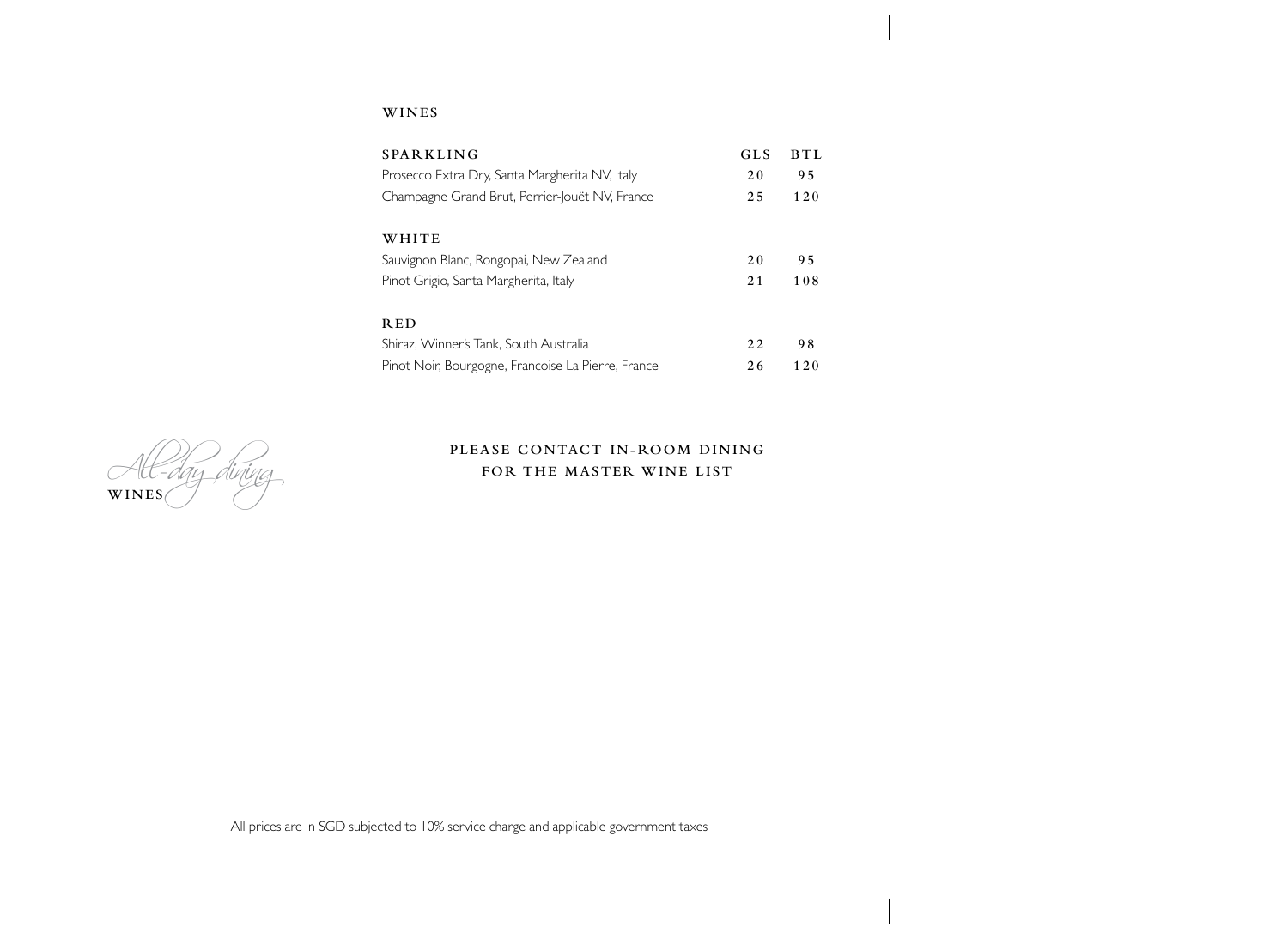# WINES

| SPARKLING | GLS | BTL |
| --- | --- | --- |
| Prosecco Extra Dry, Santa Margherita NV, Italy | 20 | 95 |
| Champagne Grand Brut, Perrier-Jouët NV, France | 25 | 120 |
| **WHITE** | | |
| Sauvignon Blanc, Rongopai, New Zealand | 20 | 95 |
| Pinot Grigio, Santa Margherita, Italy | 21 | 108 |
| **RED** | | |
| Shiraz, Winner's Tank, South Australia | 22 | 98 |
| Pinot Noir, Bourgogne, Francoise La Pierre, France | 26 | 120 |

All-day dining
WINES

**PLEASE CONTACT IN-ROOM DINING FOR THE MASTER WINE LIST**

All prices are in SGD subjected to 10% service charge and applicable government taxes